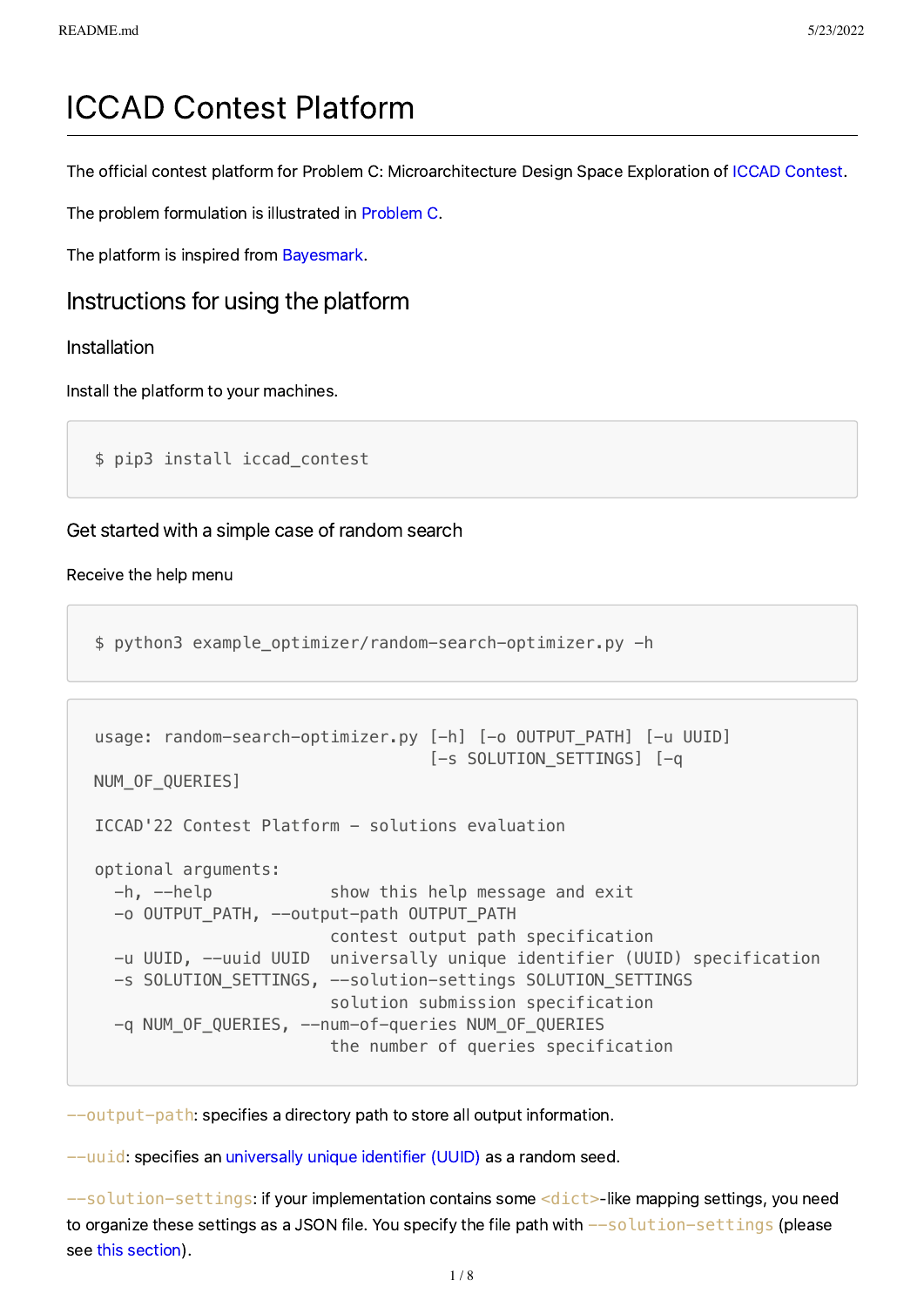# ICCAD Contest Platform

The official contest platform for Problem C: Microarchitecture Design Space Exploration of ICCAD Contest.

The problem formulation is illustrated in Problem C.

The platform is inspired from Bayesmark.

## Instructions for using the platform

### Installation

Install the platform to your machines.

```
$ pip3 install iccad_contest
```

### Get started with a simple case of random search

Receive the help menu

```
$ python3 example_optimizer/random-search-optimizer.py -h
```

```
usage: random-search-optimizer.py [-h] [-o OUTPUT_PATH] [-u UUID]
                                  [-s SOLUTION_SETTINGS] [-q
NUM_OF_QUERIES]

ICCAD'22 Contest Platform - solutions evaluation

optional arguments:
  -h, --help            show this help message and exit
  -o OUTPUT_PATH, --output-path OUTPUT_PATH
                        contest output path specification
  -u UUID, --uuid UUID  universally unique identifier (UUID) specification
  -s SOLUTION_SETTINGS, --solution-settings SOLUTION_SETTINGS
                        solution submission specification
  -q NUM_OF_QUERIES, --num-of-queries NUM_OF_QUERIES
                        the number of queries specification
```

`--output-path`: specifies a directory path to store all output information.

`--uuid`: specifies an universally unique identifier (UUID) as a random seed.

`--solution-settings`: if your implementation contains some `<dict>`-like mapping settings, you need to organize these settings as a JSON file. You specify the file path with `--solution-settings` (please see this section).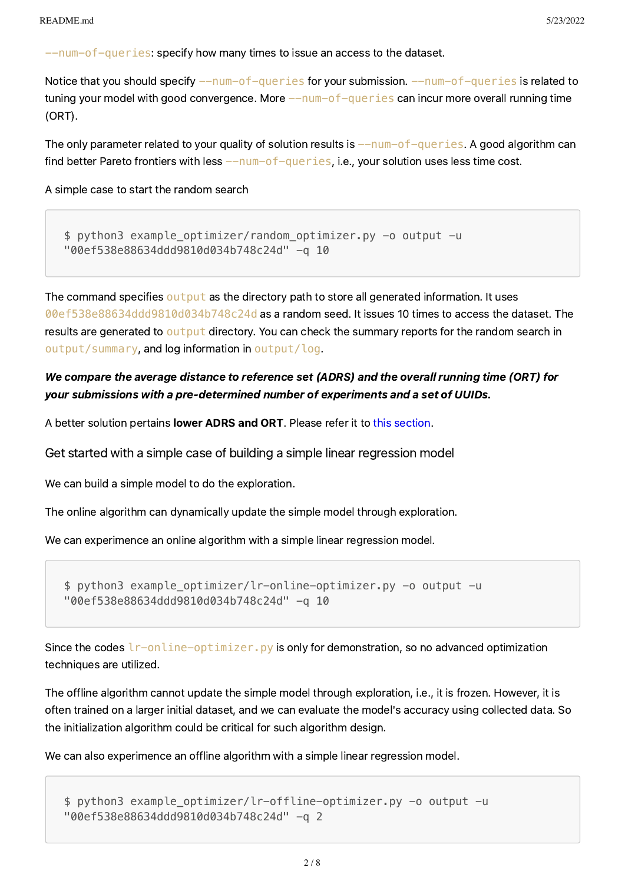`--num-of-queries`: specify how many times to issue an access to the dataset.

Notice that you should specify `--num-of-queries` for your submission. `--num-of-queries` is related to tuning your model with good convergence. More `--num-of-queries` can incur more overall running time (ORT).

The only parameter related to your quality of solution results is `--num-of-queries`. A good algorithm can find better Pareto frontiers with less `--num-of-queries`, i.e., your solution uses less time cost.

A simple case to start the random search

```
$ python3 example_optimizer/random_optimizer.py -o output -u
"00ef538e88634ddd9810d034b748c24d" -q 10
```

The command specifies `output` as the directory path to store all generated information. It uses `00ef538e88634ddd9810d034b748c24d` as a random seed. It issues 10 times to access the dataset. The results are generated to `output` directory. You can check the summary reports for the random search in `output/summary`, and log information in `output/log`.

***We compare the average distance to reference set (ADRS) and the overall running time (ORT) for your submissions with a pre-determined number of experiments and a set of UUIDs.***

A better solution pertains **lower ADRS and ORT**. Please refer it to this section.

### Get started with a simple case of building a simple linear regression model

We can build a simple model to do the exploration.

The online algorithm can dynamically update the simple model through exploration.

We can experience an online algorithm with a simple linear regression model.

```
$ python3 example_optimizer/lr-online-optimizer.py -o output -u
"00ef538e88634ddd9810d034b748c24d" -q 10
```

Since the codes `lr-online-optimizer.py` is only for demonstration, so no advanced optimization techniques are utilized.

The offline algorithm cannot update the simple model through exploration, i.e., it is frozen. However, it is often trained on a larger initial dataset, and we can evaluate the model's accuracy using collected data. So the initialization algorithm could be critical for such algorithm design.

We can also experience an offline algorithm with a simple linear regression model.

```
$ python3 example_optimizer/lr-offline-optimizer.py -o output -u
"00ef538e88634ddd9810d034b748c24d" -q 2
```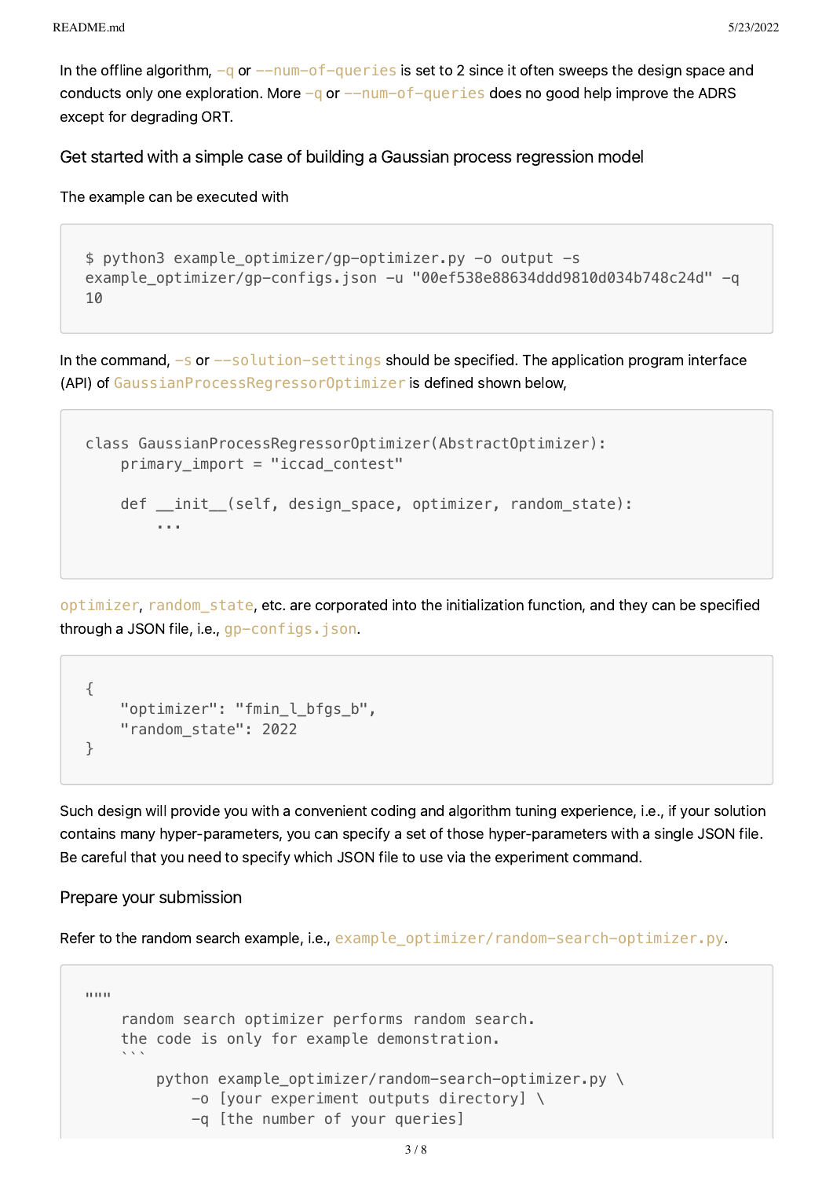In the offline algorithm, `-q` or `--num-of-queries` is set to 2 since it often sweeps the design space and conducts only one exploration. More `-q` or `--num-of-queries` does no good help improve the ADRS except for degrading ORT.

### Get started with a simple case of building a Gaussian process regression model

The example can be executed with

```
$ python3 example_optimizer/gp-optimizer.py -o output -s
example_optimizer/gp-configs.json -u "00ef538e88634ddd9810d034b748c24d" -q
10
```

In the command, `-s` or `--solution-settings` should be specified. The application program interface (API) of `GaussianProcessRegressorOptimizer` is defined shown below,

```
class GaussianProcessRegressorOptimizer(AbstractOptimizer):
    primary_import = "iccad_contest"

    def __init__(self, design_space, optimizer, random_state):
        ...
```

`optimizer`, `random_state`, etc. are corporated into the initialization function, and they can be specified through a JSON file, i.e., `gp-configs.json`.

```
{
    "optimizer": "fmin_l_bfgs_b",
    "random_state": 2022
}
```

Such design will provide you with a convenient coding and algorithm tuning experience, i.e., if your solution contains many hyper-parameters, you can specify a set of those hyper-parameters with a single JSON file. Be careful that you need to specify which JSON file to use via the experiment command.

### Prepare your submission

Refer to the random search example, i.e., `example_optimizer/random-search-optimizer.py`.

```
"""
    random search optimizer performs random search.
    the code is only for example demonstration.
    ```
        python example_optimizer/random-search-optimizer.py \
            -o [your experiment outputs directory] \
            -q [the number of your queries]
```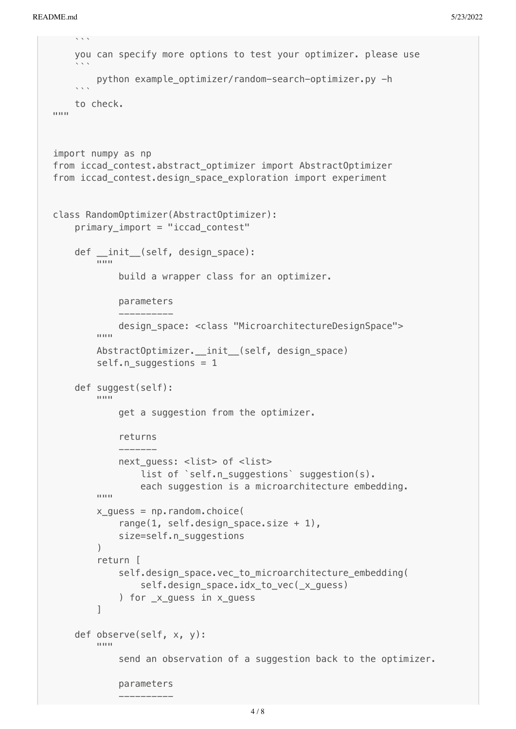```
    ```
    you can specify more options to test your optimizer. please use
    ```
        python example_optimizer/random-search-optimizer.py -h
    ```
    to check.
"""


import numpy as np
from iccad_contest.abstract_optimizer import AbstractOptimizer
from iccad_contest.design_space_exploration import experiment


class RandomOptimizer(AbstractOptimizer):
    primary_import = "iccad_contest"

    def __init__(self, design_space):
        """
            build a wrapper class for an optimizer.

            parameters
            ----------
            design_space: <class "MicroarchitectureDesignSpace">
        """
        AbstractOptimizer.__init__(self, design_space)
        self.n_suggestions = 1

    def suggest(self):
        """
            get a suggestion from the optimizer.

            returns
            -------
            next_guess: <list> of <list>
                list of `self.n_suggestions` suggestion(s).
                each suggestion is a microarchitecture embedding.
        """
        x_guess = np.random.choice(
            range(1, self.design_space.size + 1),
            size=self.n_suggestions
        )
        return [
            self.design_space.vec_to_microarchitecture_embedding(
                self.design_space.idx_to_vec(_x_guess)
            ) for _x_guess in x_guess
        ]

    def observe(self, x, y):
        """
            send an observation of a suggestion back to the optimizer.

            parameters
            ----------
```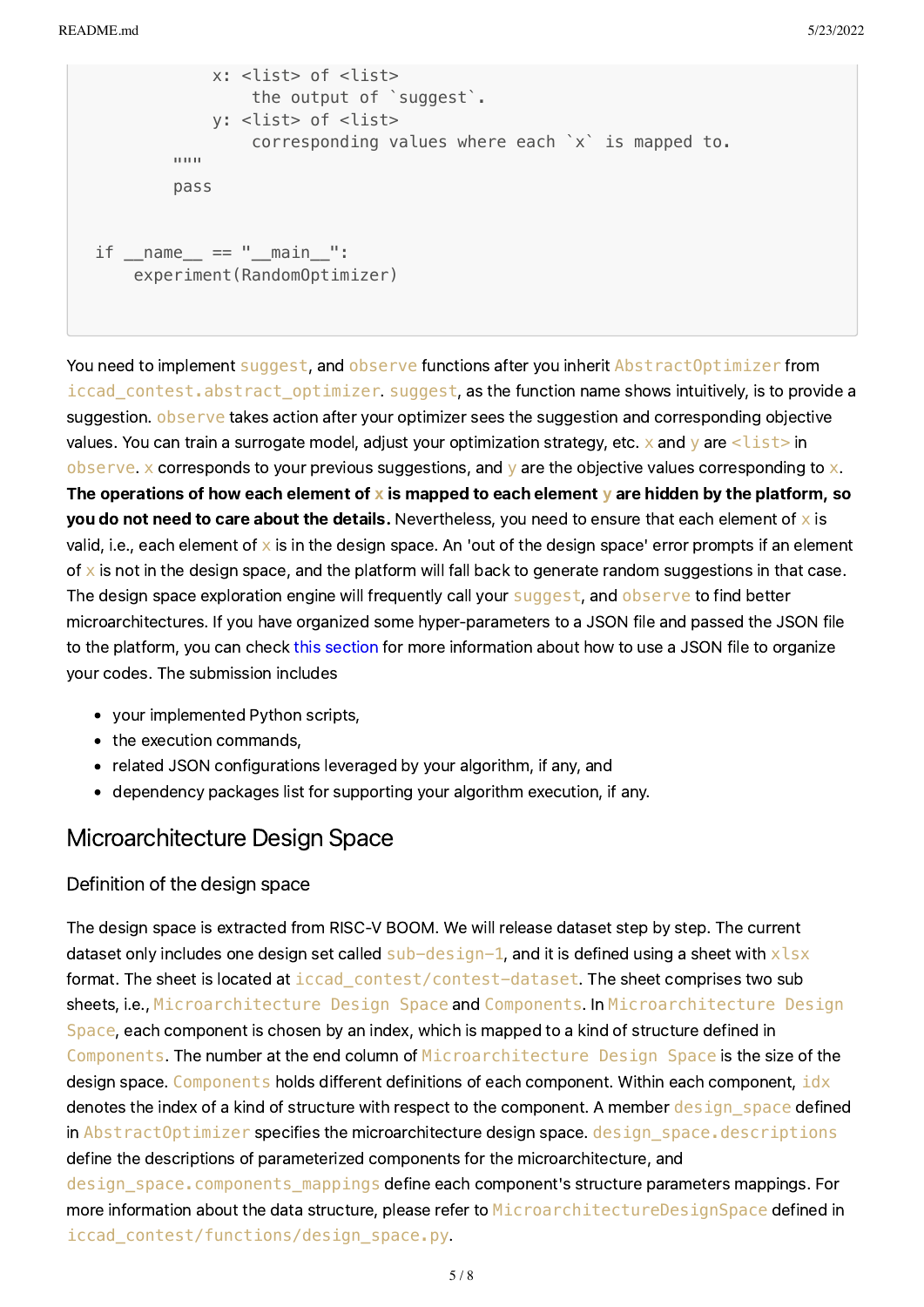```
            x: <list> of <list>
                the output of `suggest`.
            y: <list> of <list>
                corresponding values where each `x` is mapped to.
        """
        pass


if __name__ == "__main__":
    experiment(RandomOptimizer)
```

You need to implement `suggest`, and `observe` functions after you inherit `AbstractOptimizer` from `iccad_contest.abstract_optimizer`. `suggest`, as the function name shows intuitively, is to provide a suggestion. `observe` takes action after your optimizer sees the suggestion and corresponding objective values. You can train a surrogate model, adjust your optimization strategy, etc. `x` and `y` are `<list>` in `observe`. `x` corresponds to your previous suggestions, and `y` are the objective values corresponding to `x`. **The operations of how each element of `x` is mapped to each element `y` are hidden by the platform, so you do not need to care about the details.** Nevertheless, you need to ensure that each element of `x` is valid, i.e., each element of `x` is in the design space. An 'out of the design space' error prompts if an element of `x` is not in the design space, and the platform will fall back to generate random suggestions in that case. The design space exploration engine will frequently call your `suggest`, and `observe` to find better microarchitectures. If you have organized some hyper-parameters to a JSON file and passed the JSON file to the platform, you can check this section for more information about how to use a JSON file to organize your codes. The submission includes

- your implemented Python scripts,
- the execution commands,
- related JSON configurations leveraged by your algorithm, if any, and
- dependency packages list for supporting your algorithm execution, if any.

## Microarchitecture Design Space

### Definition of the design space

The design space is extracted from RISC-V BOOM. We will release dataset step by step. The current dataset only includes one design set called `sub-design-1`, and it is defined using a sheet with `xlsx` format. The sheet is located at `iccad_contest/contest-dataset`. The sheet comprises two sub sheets, i.e., `Microarchitecture Design Space` and `Components`. In `Microarchitecture Design Space`, each component is chosen by an index, which is mapped to a kind of structure defined in `Components`. The number at the end column of `Microarchitecture Design Space` is the size of the design space. `Components` holds different definitions of each component. Within each component, `idx` denotes the index of a kind of structure with respect to the component. A member `design_space` defined in `AbstractOptimizer` specifies the microarchitecture design space. `design_space.descriptions` define the descriptions of parameterized components for the microarchitecture, and `design_space.components_mappings` define each component's structure parameters mappings. For more information about the data structure, please refer to `MicroarchitectureDesignSpace` defined in `iccad_contest/functions/design_space.py`.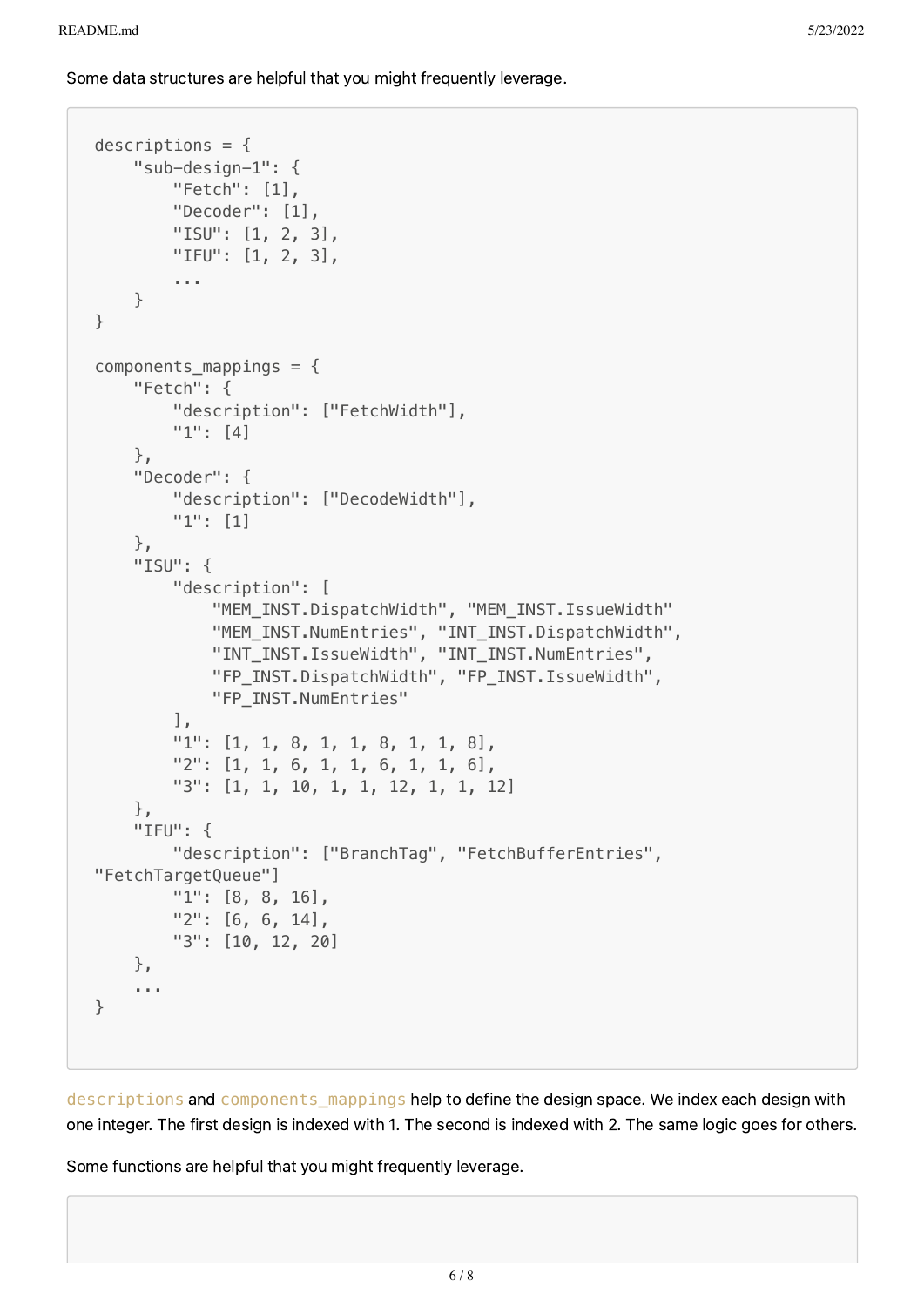Some data structures are helpful that you might frequently leverage.

```
descriptions = {
    "sub-design-1": {
        "Fetch": [1],
        "Decoder": [1],
        "ISU": [1, 2, 3],
        "IFU": [1, 2, 3],
        ...
    }
}

components_mappings = {
    "Fetch": {
        "description": ["FetchWidth"],
        "1": [4]
    },
    "Decoder": {
        "description": ["DecodeWidth"],
        "1": [1]
    },
    "ISU": {
        "description": [
            "MEM_INST.DispatchWidth", "MEM_INST.IssueWidth"
            "MEM_INST.NumEntries", "INT_INST.DispatchWidth",
            "INT_INST.IssueWidth", "INT_INST.NumEntries",
            "FP_INST.DispatchWidth", "FP_INST.IssueWidth",
            "FP_INST.NumEntries"
        ],
        "1": [1, 1, 8, 1, 1, 8, 1, 1, 8],
        "2": [1, 1, 6, 1, 1, 6, 1, 1, 6],
        "3": [1, 1, 10, 1, 1, 12, 1, 1, 12]
    },
    "IFU": {
        "description": ["BranchTag", "FetchBufferEntries",
"FetchTargetQueue"]
        "1": [8, 8, 16],
        "2": [6, 6, 14],
        "3": [10, 12, 20]
    },
    ...
}
```

`descriptions` and `components_mappings` help to define the design space. We index each design with one integer. The first design is indexed with 1. The second is indexed with 2. The same logic goes for others.

Some functions are helpful that you might frequently leverage.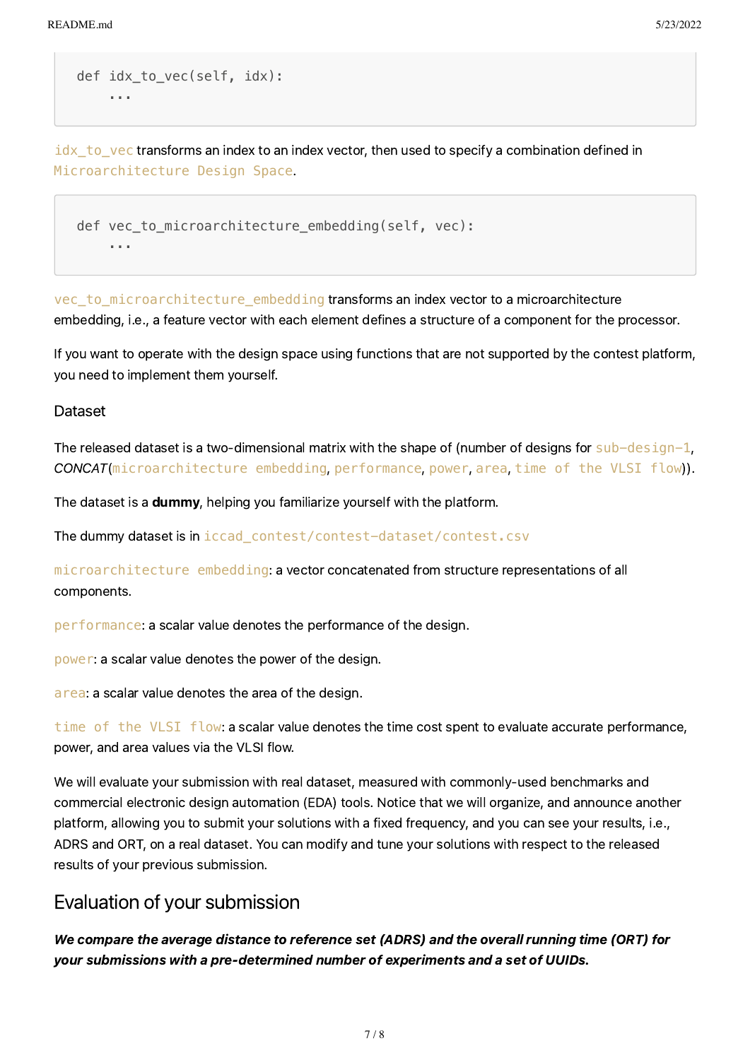```
def idx_to_vec(self, idx):
    ...
```

`idx_to_vec` transforms an index to an index vector, then used to specify a combination defined in `Microarchitecture Design Space`.

```
def vec_to_microarchitecture_embedding(self, vec):
    ...
```

`vec_to_microarchitecture_embedding` transforms an index vector to a microarchitecture embedding, i.e., a feature vector with each element defines a structure of a component for the processor.

If you want to operate with the design space using functions that are not supported by the contest platform, you need to implement them yourself.

### Dataset

The released dataset is a two-dimensional matrix with the shape of (number of designs for `sub-design-1`, *CONCAT*(`microarchitecture embedding`, `performance`, `power`, `area`, `time of the VLSI flow`)).

The dataset is a **dummy**, helping you familiarize yourself with the platform.

The dummy dataset is in `iccad_contest/contest-dataset/contest.csv`

`microarchitecture embedding`: a vector concatenated from structure representations of all components.

`performance`: a scalar value denotes the performance of the design.

`power`: a scalar value denotes the power of the design.

`area`: a scalar value denotes the area of the design.

`time of the VLSI flow`: a scalar value denotes the time cost spent to evaluate accurate performance, power, and area values via the VLSI flow.

We will evaluate your submission with real dataset, measured with commonly-used benchmarks and commercial electronic design automation (EDA) tools. Notice that we will organize, and announce another platform, allowing you to submit your solutions with a fixed frequency, and you can see your results, i.e., ADRS and ORT, on a real dataset. You can modify and tune your solutions with respect to the released results of your previous submission.

## Evaluation of your submission

***We compare the average distance to reference set (ADRS) and the overall running time (ORT) for your submissions with a pre-determined number of experiments and a set of UUIDs.***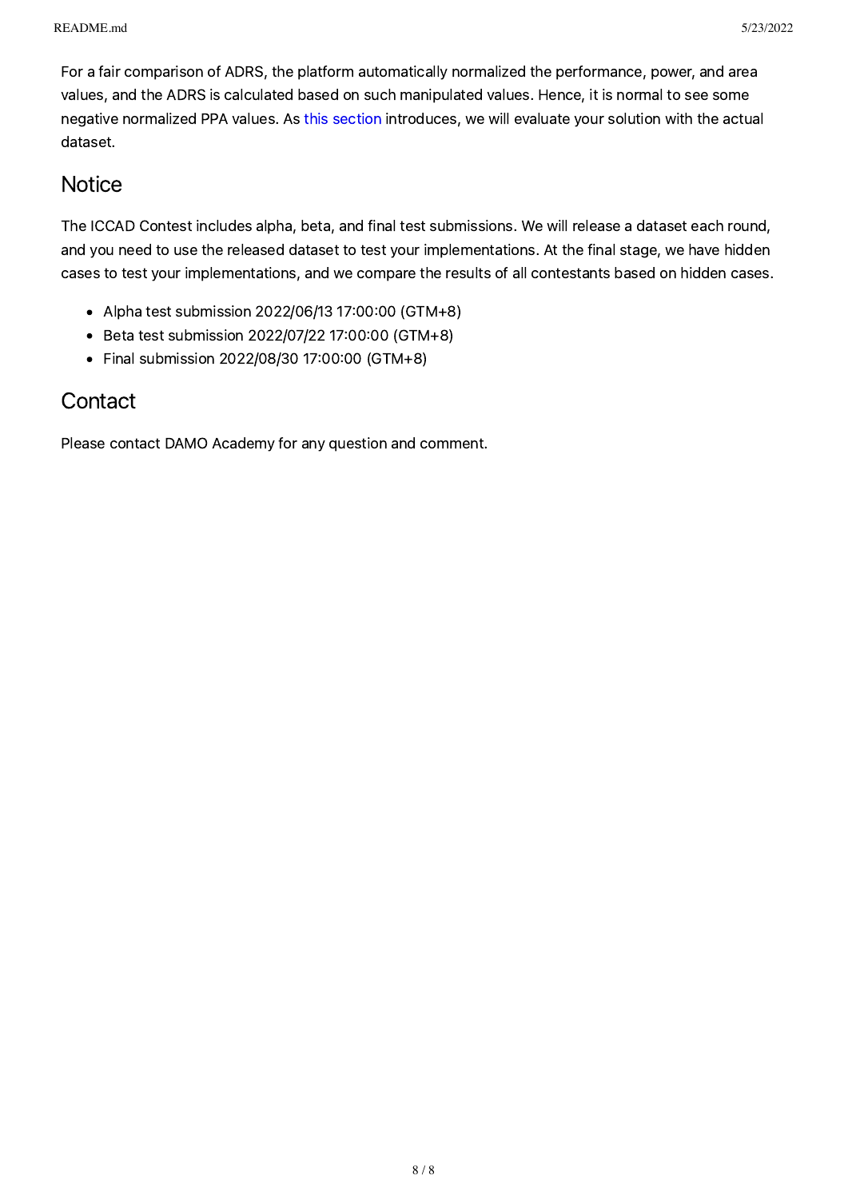For a fair comparison of ADRS, the platform automatically normalized the performance, power, and area values, and the ADRS is calculated based on such manipulated values. Hence, it is normal to see some negative normalized PPA values. As this section introduces, we will evaluate your solution with the actual dataset.

## Notice

The ICCAD Contest includes alpha, beta, and final test submissions. We will release a dataset each round, and you need to use the released dataset to test your implementations. At the final stage, we have hidden cases to test your implementations, and we compare the results of all contestants based on hidden cases.

- Alpha test submission 2022/06/13 17:00:00 (GTM+8)
- Beta test submission 2022/07/22 17:00:00 (GTM+8)
- Final submission 2022/08/30 17:00:00 (GTM+8)

## Contact

Please contact DAMO Academy for any question and comment.